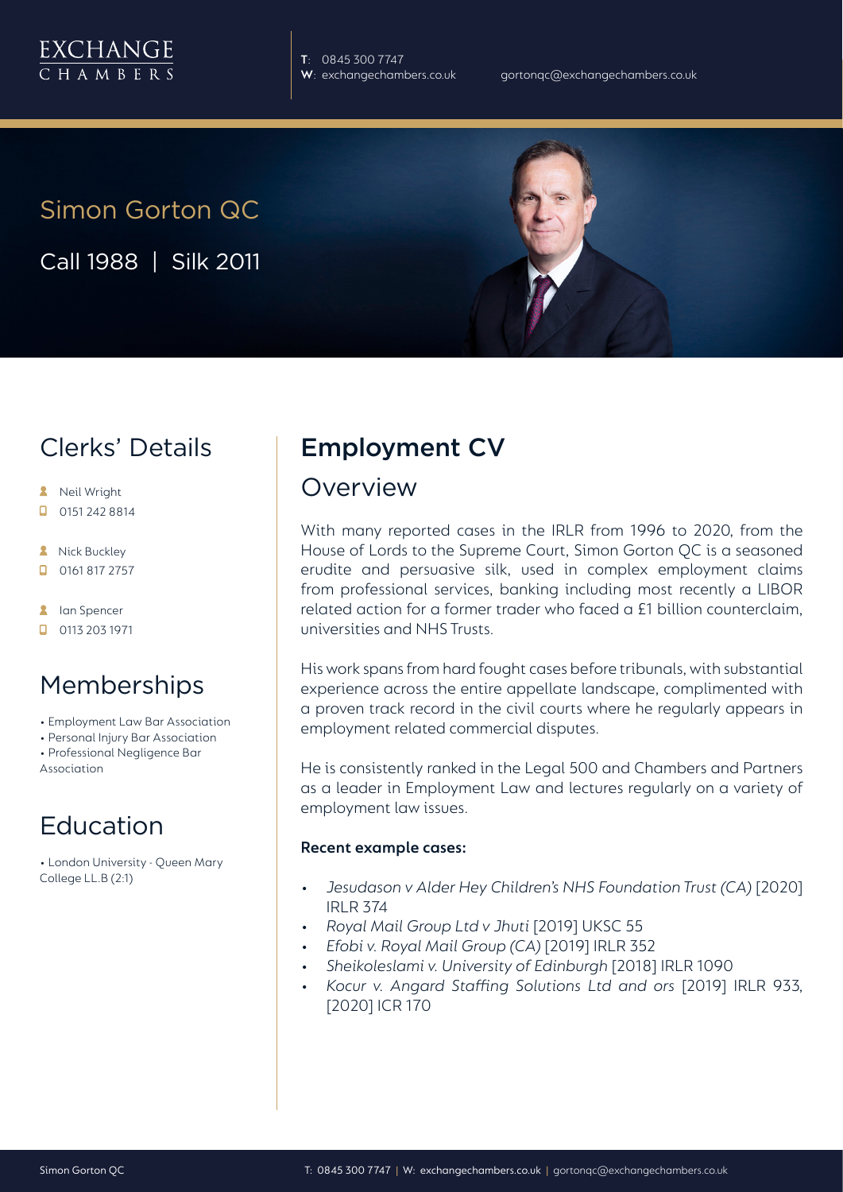EXCHANGE CHAMBERS

**T**: 0845 300 7747
**W**: exchangechambers.co.uk
gortonqc@exchangechambers.co.uk

# Simon Gorton QC

Call 1988 | Silk 2011

## Clerks' Details

- Neil Wright
- 0151 242 8814
- Nick Buckley
- 0161 817 2757
- Ian Spencer
- 0113 203 1971

## Memberships

- Employment Law Bar Association
- Personal Injury Bar Association
- Professional Negligence Bar Association

## Education

- London University - Queen Mary College LL.B (2:1)

## Employment CV

### Overview

With many reported cases in the IRLR from 1996 to 2020, from the House of Lords to the Supreme Court, Simon Gorton QC is a seasoned erudite and persuasive silk, used in complex employment claims from professional services, banking including most recently a LIBOR related action for a former trader who faced a £1 billion counterclaim, universities and NHS Trusts.

His work spans from hard fought cases before tribunals, with substantial experience across the entire appellate landscape, complimented with a proven track record in the civil courts where he regularly appears in employment related commercial disputes.

He is consistently ranked in the Legal 500 and Chambers and Partners as a leader in Employment Law and lectures regularly on a variety of employment law issues.

**Recent example cases:**

- *Jesudason v Alder Hey Children's NHS Foundation Trust (CA)* [2020] IRLR 374
- *Royal Mail Group Ltd v Jhuti* [2019] UKSC 55
- *Efobi v. Royal Mail Group (CA)* [2019] IRLR 352
- *Sheikoleslami v. University of Edinburgh* [2018] IRLR 1090
- *Kocur v. Angard Staffing Solutions Ltd and ors* [2019] IRLR 933, [2020] ICR 170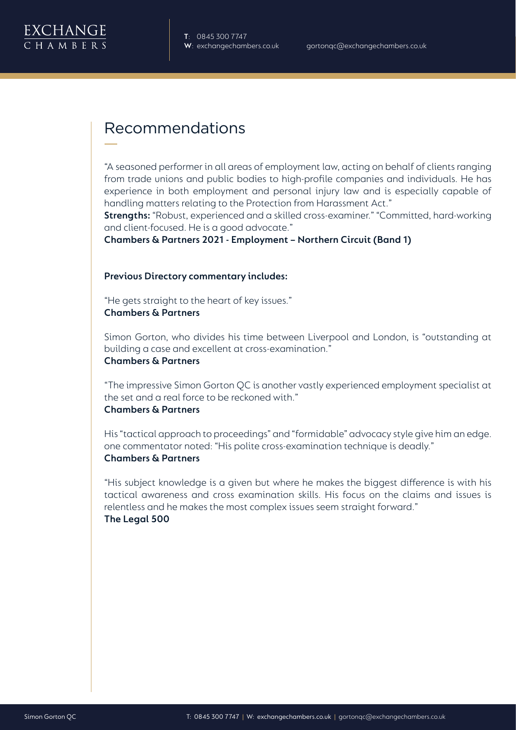## Recommendations

"A seasoned performer in all areas of employment law, acting on behalf of clients ranging from trade unions and public bodies to high-profile companies and individuals. He has experience in both employment and personal injury law and is especially capable of handling matters relating to the Protection from Harassment Act."

**Strengths:** "Robust, experienced and a skilled cross-examiner." "Committed, hard-working and client-focused. He is a good advocate."

**Chambers & Partners 2021 - Employment – Northern Circuit (Band 1)**

**Previous Directory commentary includes:**

"He gets straight to the heart of key issues."

**Chambers & Partners**

Simon Gorton, who divides his time between Liverpool and London, is "outstanding at building a case and excellent at cross-examination."

**Chambers & Partners**

"The impressive Simon Gorton QC is another vastly experienced employment specialist at the set and a real force to be reckoned with."

**Chambers & Partners**

His "tactical approach to proceedings" and "formidable" advocacy style give him an edge. one commentator noted: "His polite cross-examination technique is deadly."

**Chambers & Partners**

"His subject knowledge is a given but where he makes the biggest difference is with his tactical awareness and cross examination skills. His focus on the claims and issues is relentless and he makes the most complex issues seem straight forward."

**The Legal 500**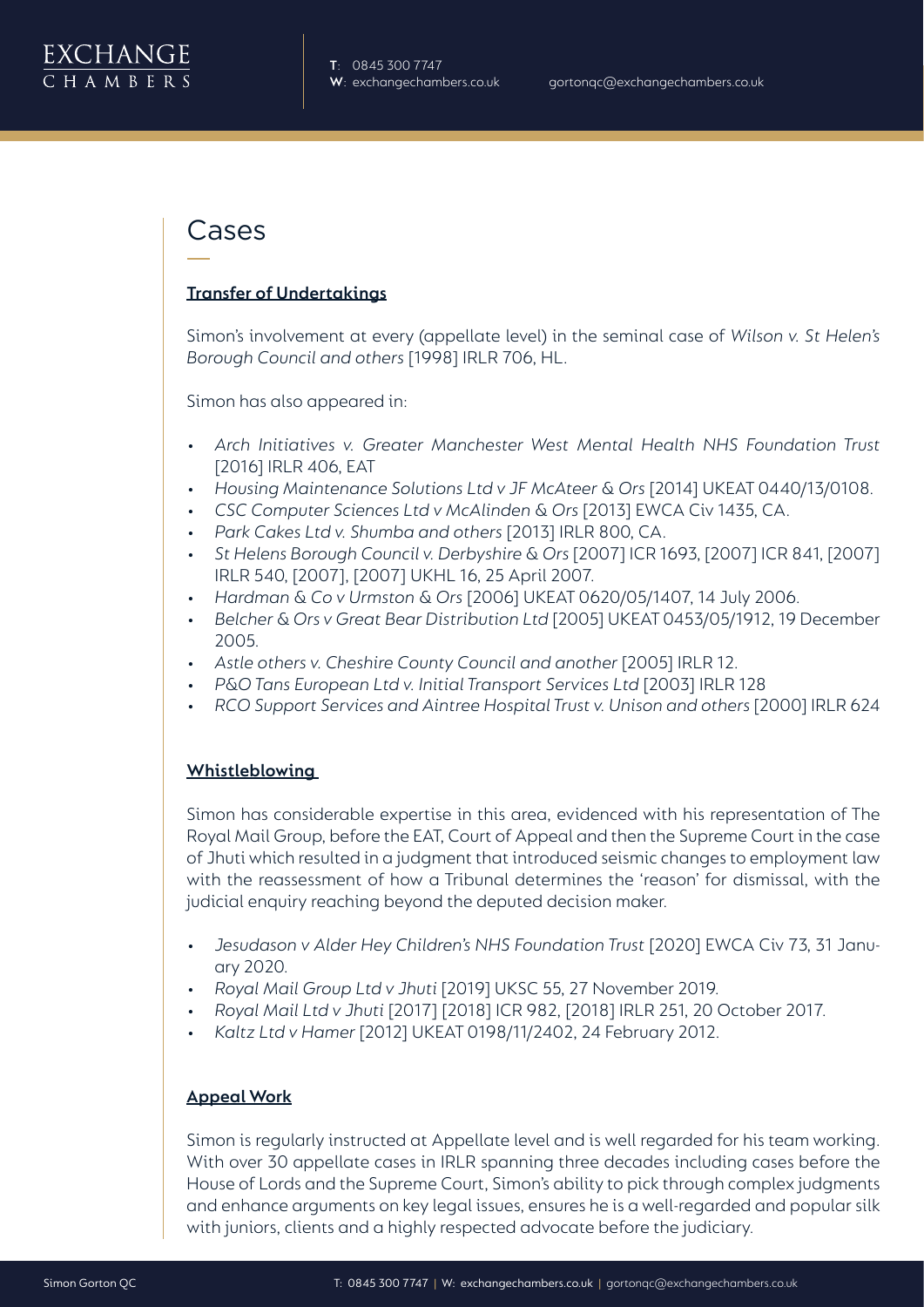# Cases

## Transfer of Undertakings

Simon's involvement at every (appellate level) in the seminal case of *Wilson v. St Helen's Borough Council and others* [1998] IRLR 706, HL.

Simon has also appeared in:

- *Arch Initiatives v. Greater Manchester West Mental Health NHS Foundation Trust* [2016] IRLR 406, EAT
- *Housing Maintenance Solutions Ltd v JF McAteer & Ors* [2014] UKEAT 0440/13/0108.
- *CSC Computer Sciences Ltd v McAlinden & Ors* [2013] EWCA Civ 1435, CA.
- *Park Cakes Ltd v. Shumba and others* [2013] IRLR 800, CA.
- *St Helens Borough Council v. Derbyshire & Ors* [2007] ICR 1693, [2007] ICR 841, [2007] IRLR 540, [2007], [2007] UKHL 16, 25 April 2007.
- *Hardman & Co v Urmston & Ors* [2006] UKEAT 0620/05/1407, 14 July 2006.
- *Belcher & Ors v Great Bear Distribution Ltd* [2005] UKEAT 0453/05/1912, 19 December 2005.
- *Astle others v. Cheshire County Council and another* [2005] IRLR 12.
- *P&O Tans European Ltd v. Initial Transport Services Ltd* [2003] IRLR 128
- *RCO Support Services and Aintree Hospital Trust v. Unison and others* [2000] IRLR 624

## Whistleblowing

Simon has considerable expertise in this area, evidenced with his representation of The Royal Mail Group, before the EAT, Court of Appeal and then the Supreme Court in the case of Jhuti which resulted in a judgment that introduced seismic changes to employment law with the reassessment of how a Tribunal determines the 'reason' for dismissal, with the judicial enquiry reaching beyond the deputed decision maker.

- *Jesudason v Alder Hey Children's NHS Foundation Trust* [2020] EWCA Civ 73, 31 January 2020.
- *Royal Mail Group Ltd v Jhuti* [2019] UKSC 55, 27 November 2019.
- *Royal Mail Ltd v Jhuti* [2017] [2018] ICR 982, [2018] IRLR 251, 20 October 2017.
- *Kaltz Ltd v Hamer* [2012] UKEAT 0198/11/2402, 24 February 2012.

## Appeal Work

Simon is regularly instructed at Appellate level and is well regarded for his team working. With over 30 appellate cases in IRLR spanning three decades including cases before the House of Lords and the Supreme Court, Simon's ability to pick through complex judgments and enhance arguments on key legal issues, ensures he is a well-regarded and popular silk with juniors, clients and a highly respected advocate before the judiciary.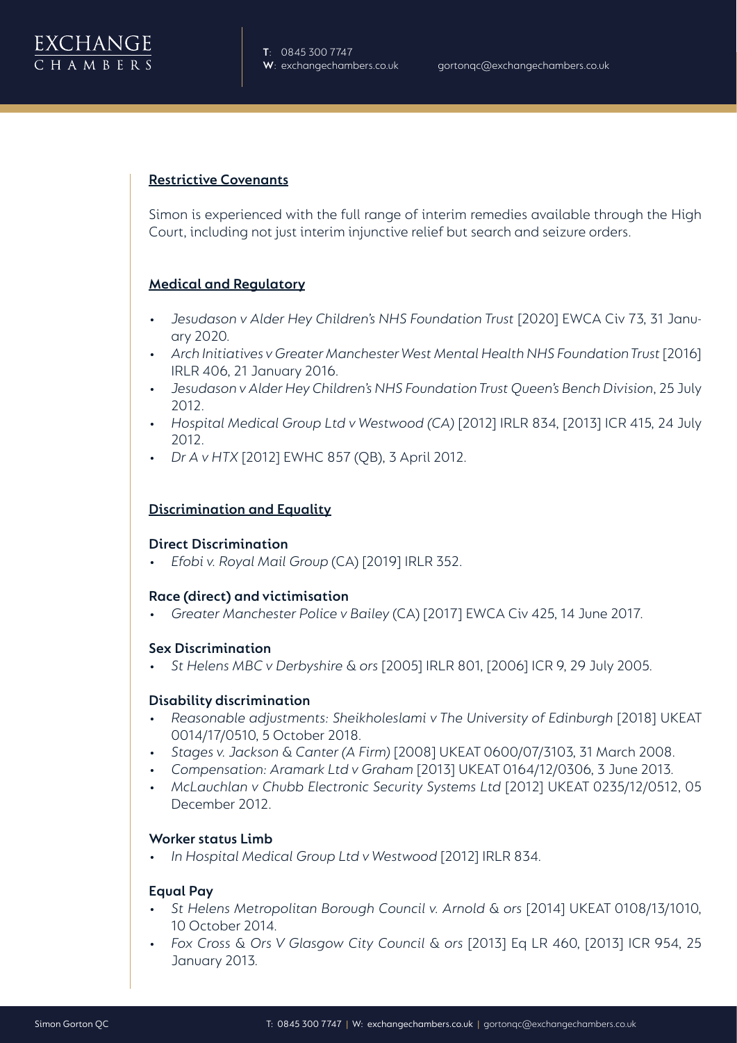**Restrictive Covenants**

Simon is experienced with the full range of interim remedies available through the High Court, including not just interim injunctive relief but search and seizure orders.

**Medical and Regulatory**

- *Jesudason v Alder Hey Children's NHS Foundation Trust* [2020] EWCA Civ 73, 31 January 2020.
- *Arch Initiatives v Greater Manchester West Mental Health NHS Foundation Trust* [2016] IRLR 406, 21 January 2016.
- *Jesudason v Alder Hey Children's NHS Foundation Trust Queen's Bench Division*, 25 July 2012.
- *Hospital Medical Group Ltd v Westwood (CA)* [2012] IRLR 834, [2013] ICR 415, 24 July 2012.
- *Dr A v HTX* [2012] EWHC 857 (QB), 3 April 2012.

**Discrimination and Equality**

**Direct Discrimination**

- *Efobi v. Royal Mail Group* (CA) [2019] IRLR 352.

**Race (direct) and victimisation**

- *Greater Manchester Police v Bailey* (CA) [2017] EWCA Civ 425, 14 June 2017.

**Sex Discrimination**

- *St Helens MBC v Derbyshire & ors* [2005] IRLR 801, [2006] ICR 9, 29 July 2005.

**Disability discrimination**

- *Reasonable adjustments: Sheikholeslami v The University of Edinburgh* [2018] UKEAT 0014/17/0510, 5 October 2018.
- *Stages v. Jackson & Canter (A Firm)* [2008] UKEAT 0600/07/3103, 31 March 2008.
- *Compensation: Aramark Ltd v Graham* [2013] UKEAT 0164/12/0306, 3 June 2013.
- *McLauchlan v Chubb Electronic Security Systems Ltd* [2012] UKEAT 0235/12/0512, 05 December 2012.

**Worker status Limb**

- *In Hospital Medical Group Ltd v Westwood* [2012] IRLR 834.

**Equal Pay**

- *St Helens Metropolitan Borough Council v. Arnold & ors* [2014] UKEAT 0108/13/1010, 10 October 2014.
- *Fox Cross & Ors V Glasgow City Council & ors* [2013] Eq LR 460, [2013] ICR 954, 25 January 2013.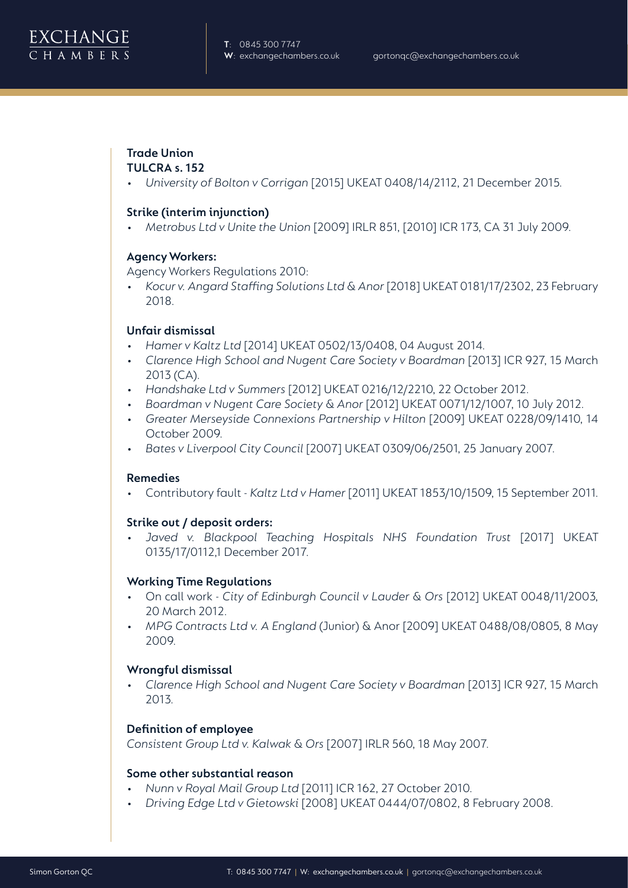**Trade Union**

**TULCRA s. 152**

- *University of Bolton v Corrigan* [2015] UKEAT 0408/14/2112, 21 December 2015.

**Strike (interim injunction)**

- *Metrobus Ltd v Unite the Union* [2009] IRLR 851, [2010] ICR 173, CA 31 July 2009.

**Agency Workers:**

Agency Workers Regulations 2010:

- *Kocur v. Angard Staffing Solutions Ltd & Anor* [2018] UKEAT 0181/17/2302, 23 February 2018.

**Unfair dismissal**

- *Hamer v Kaltz Ltd* [2014] UKEAT 0502/13/0408, 04 August 2014.
- *Clarence High School and Nugent Care Society v Boardman* [2013] ICR 927, 15 March 2013 (CA).
- *Handshake Ltd v Summers* [2012] UKEAT 0216/12/2210, 22 October 2012.
- *Boardman v Nugent Care Society & Anor* [2012] UKEAT 0071/12/1007, 10 July 2012.
- *Greater Merseyside Connexions Partnership v Hilton* [2009] UKEAT 0228/09/1410, 14 October 2009.
- *Bates v Liverpool City Council* [2007] UKEAT 0309/06/2501, 25 January 2007.

**Remedies**

- Contributory fault - *Kaltz Ltd v Hamer* [2011] UKEAT 1853/10/1509, 15 September 2011.

**Strike out / deposit orders:**

- *Javed v. Blackpool Teaching Hospitals NHS Foundation Trust* [2017] UKEAT 0135/17/0112,1 December 2017.

**Working Time Regulations**

- On call work - *City of Edinburgh Council v Lauder & Ors* [2012] UKEAT 0048/11/2003, 20 March 2012.
- *MPG Contracts Ltd v. A England* (Junior) & Anor [2009] UKEAT 0488/08/0805, 8 May 2009.

**Wrongful dismissal**

- *Clarence High School and Nugent Care Society v Boardman* [2013] ICR 927, 15 March 2013.

**Definition of employee**

*Consistent Group Ltd v. Kalwak & Ors* [2007] IRLR 560, 18 May 2007.

**Some other substantial reason**

- *Nunn v Royal Mail Group Ltd* [2011] ICR 162, 27 October 2010.
- *Driving Edge Ltd v Gietowski* [2008] UKEAT 0444/07/0802, 8 February 2008.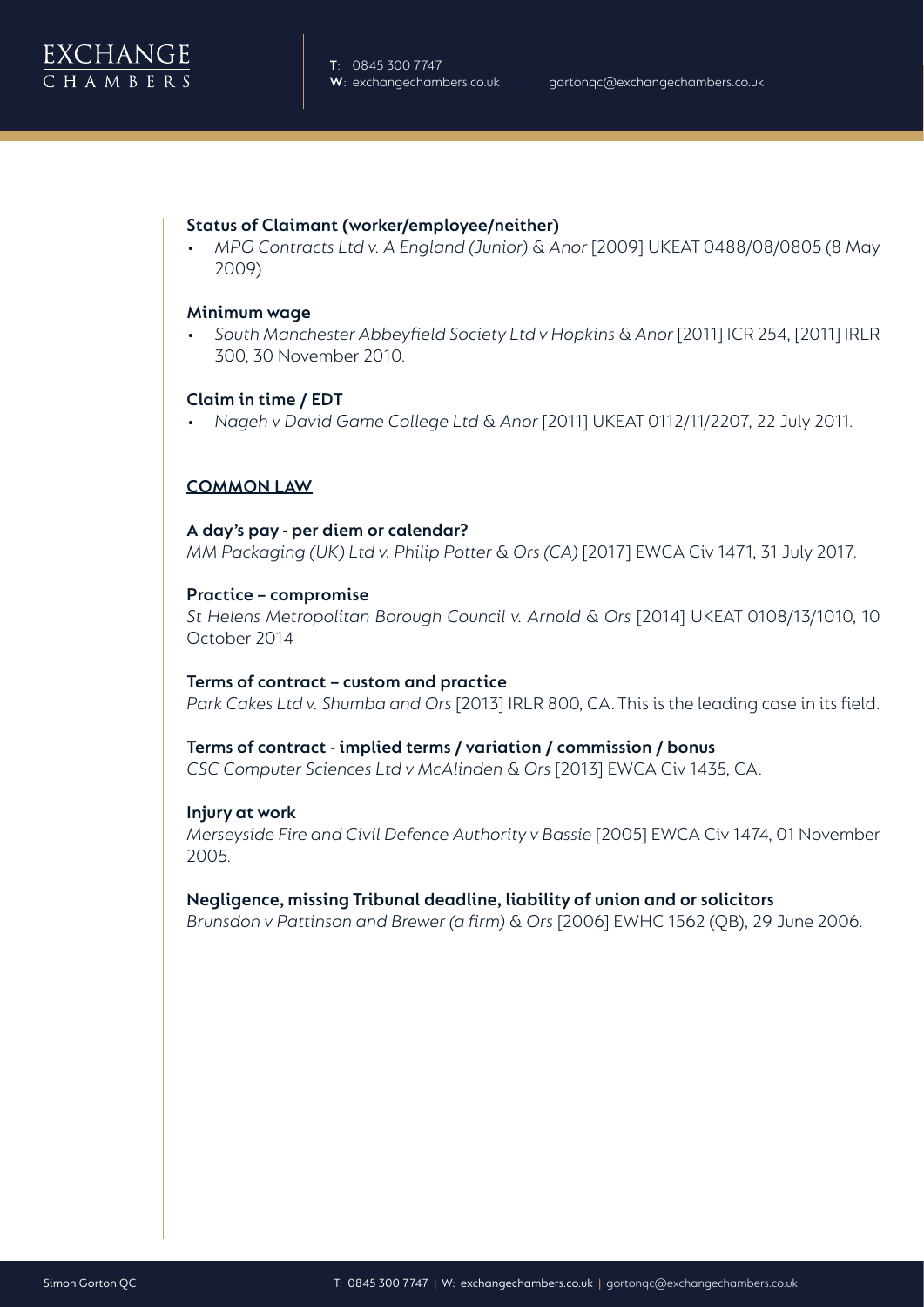**Status of Claimant (worker/employee/neither)**

- *MPG Contracts Ltd v. A England (Junior) & Anor* [2009] UKEAT 0488/08/0805 (8 May 2009)

**Minimum wage**

- *South Manchester Abbeyfield Society Ltd v Hopkins & Anor* [2011] ICR 254, [2011] IRLR 300, 30 November 2010.

**Claim in time / EDT**

- *Nageh v David Game College Ltd & Anor* [2011] UKEAT 0112/11/2207, 22 July 2011.

## COMMON LAW

**A day's pay - per diem or calendar?**

*MM Packaging (UK) Ltd v. Philip Potter & Ors (CA)* [2017] EWCA Civ 1471, 31 July 2017.

**Practice – compromise**

*St Helens Metropolitan Borough Council v. Arnold & Ors* [2014] UKEAT 0108/13/1010, 10 October 2014

**Terms of contract – custom and practice**

*Park Cakes Ltd v. Shumba and Ors* [2013] IRLR 800, CA. This is the leading case in its field.

**Terms of contract - implied terms / variation / commission / bonus**

*CSC Computer Sciences Ltd v McAlinden & Ors* [2013] EWCA Civ 1435, CA.

**Injury at work**

*Merseyside Fire and Civil Defence Authority v Bassie* [2005] EWCA Civ 1474, 01 November 2005.

**Negligence, missing Tribunal deadline, liability of union and or solicitors**

*Brunsdon v Pattinson and Brewer (a firm) & Ors* [2006] EWHC 1562 (QB), 29 June 2006.